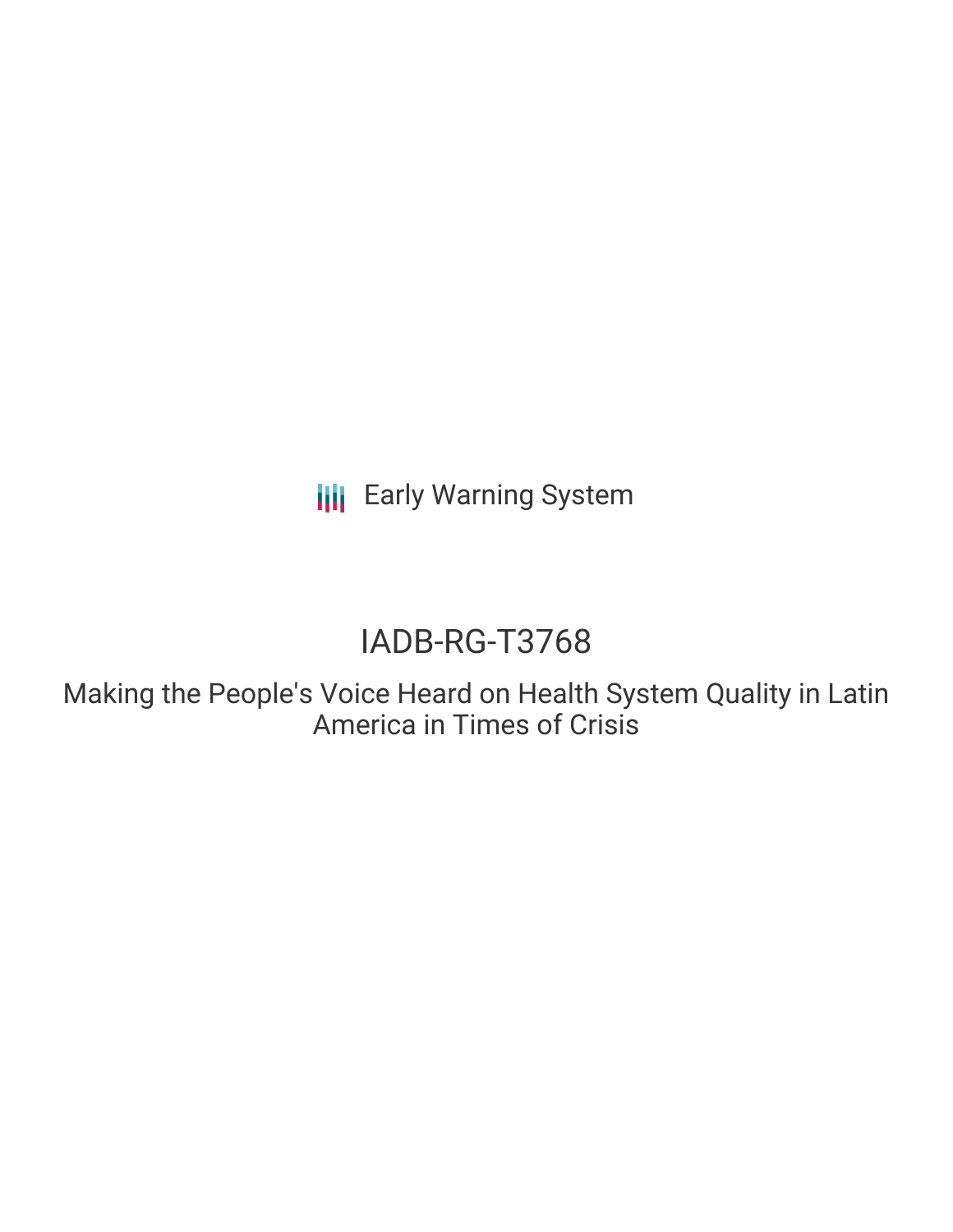Early Warning System

# IADB-RG-T3768

## Making the People's Voice Heard on Health System Quality in Latin America in Times of Crisis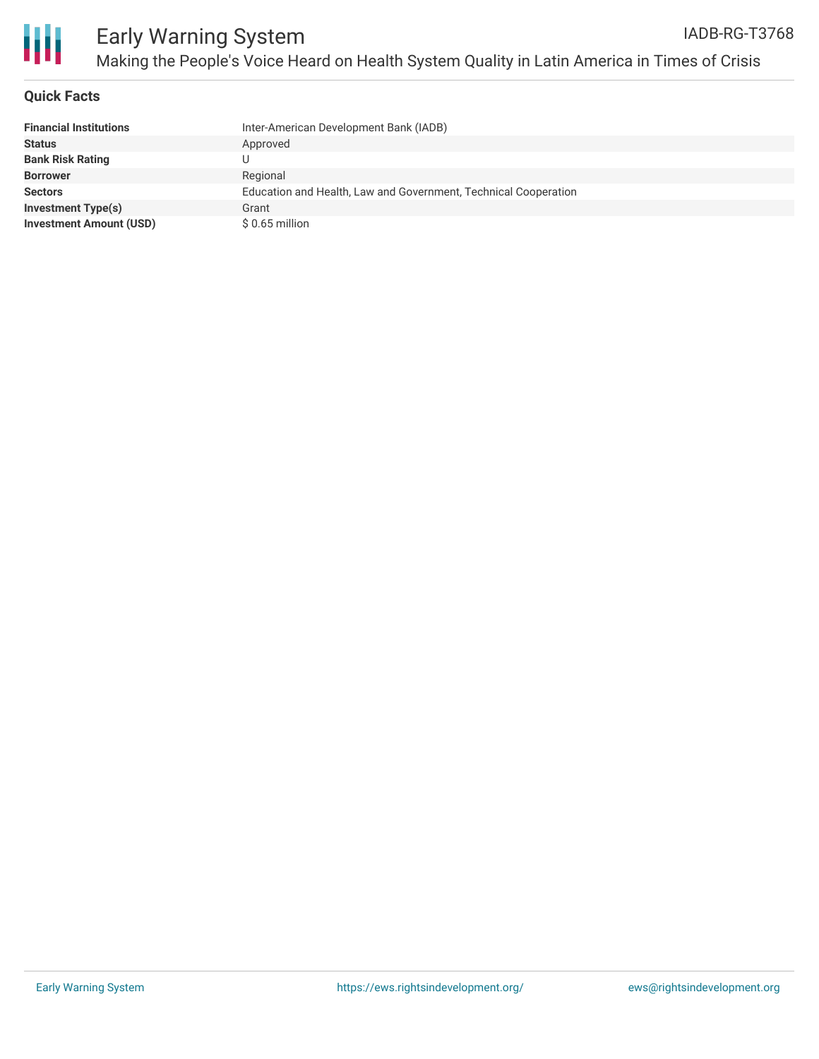# Early Warning System

## Making the People's Voice Heard on Health System Quality in Latin America in Times of Crisis

IADB-RG-T3768

### Quick Facts

| | |
|---|---|
| **Financial Institutions** | Inter-American Development Bank (IADB) |
| **Status** | Approved |
| **Bank Risk Rating** | U |
| **Borrower** | Regional |
| **Sectors** | Education and Health, Law and Government, Technical Cooperation |
| **Investment Type(s)** | Grant |
| **Investment Amount (USD)** | $ 0.65 million |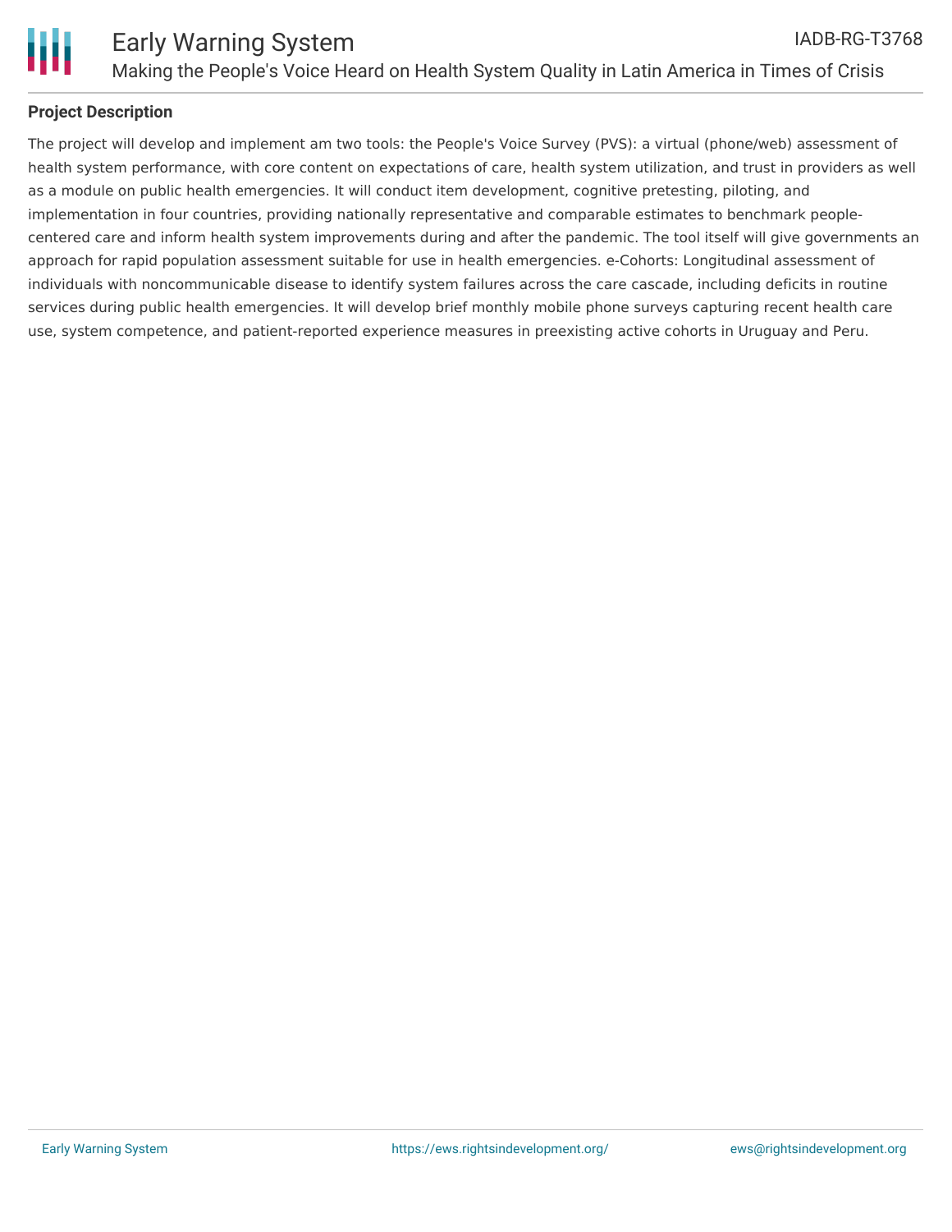## Project Description

The project will develop and implement am two tools: the People's Voice Survey (PVS): a virtual (phone/web) assessment of health system performance, with core content on expectations of care, health system utilization, and trust in providers as well as a module on public health emergencies. It will conduct item development, cognitive pretesting, piloting, and implementation in four countries, providing nationally representative and comparable estimates to benchmark people-centered care and inform health system improvements during and after the pandemic. The tool itself will give governments an approach for rapid population assessment suitable for use in health emergencies. e-Cohorts: Longitudinal assessment of individuals with noncommunicable disease to identify system failures across the care cascade, including deficits in routine services during public health emergencies. It will develop brief monthly mobile phone surveys capturing recent health care use, system competence, and patient-reported experience measures in preexisting active cohorts in Uruguay and Peru.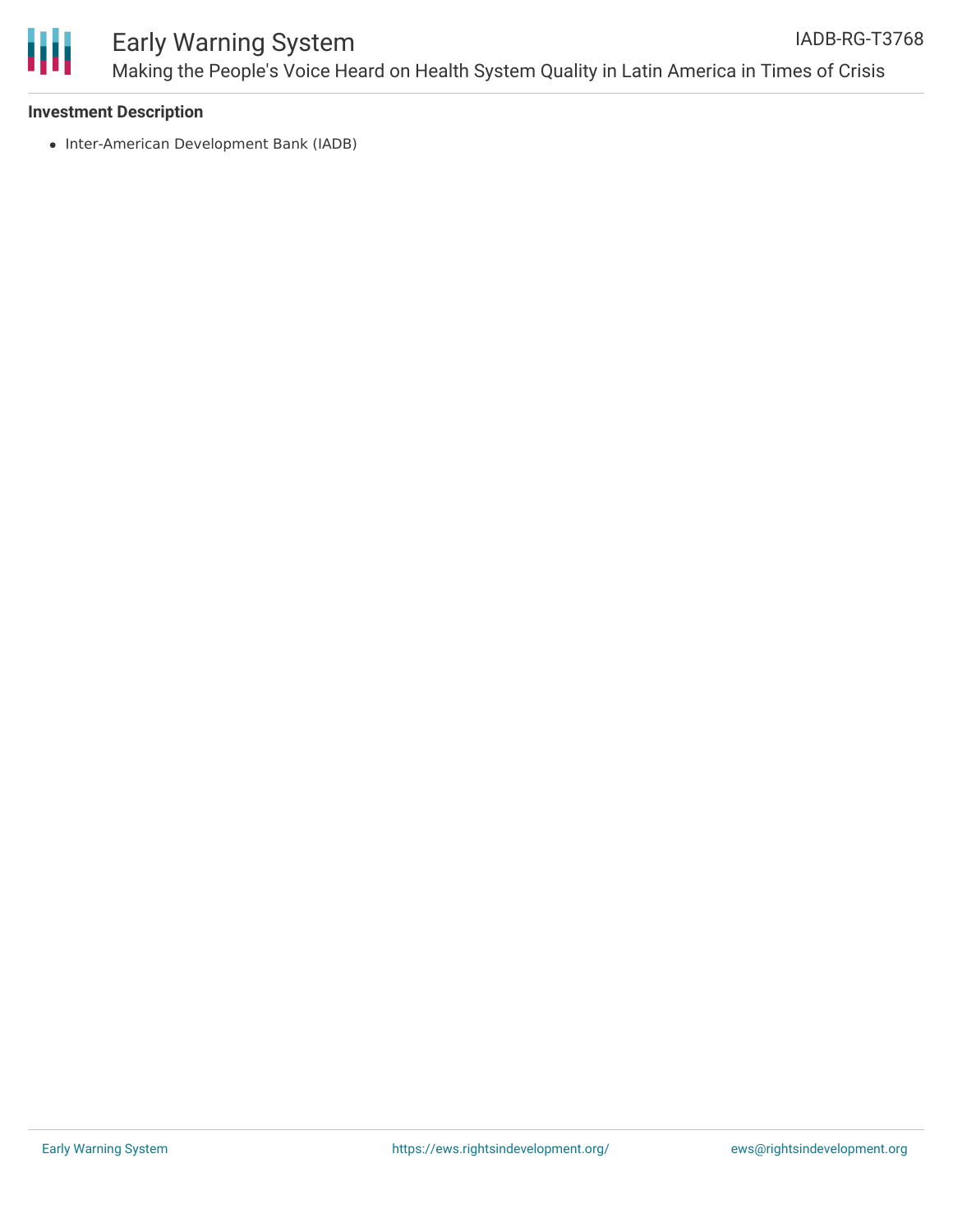**Investment Description**

- Inter-American Development Bank (IADB)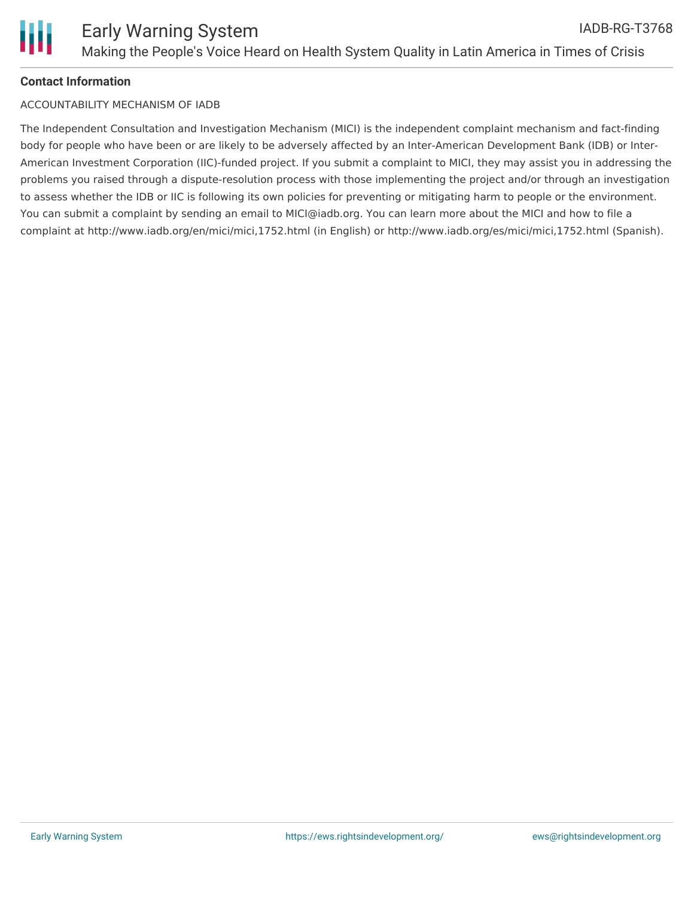**Contact Information**

ACCOUNTABILITY MECHANISM OF IADB

The Independent Consultation and Investigation Mechanism (MICI) is the independent complaint mechanism and fact-finding body for people who have been or are likely to be adversely affected by an Inter-American Development Bank (IDB) or Inter-American Investment Corporation (IIC)-funded project. If you submit a complaint to MICI, they may assist you in addressing the problems you raised through a dispute-resolution process with those implementing the project and/or through an investigation to assess whether the IDB or IIC is following its own policies for preventing or mitigating harm to people or the environment. You can submit a complaint by sending an email to MICI@iadb.org. You can learn more about the MICI and how to file a complaint at http://www.iadb.org/en/mici/mici,1752.html (in English) or http://www.iadb.org/es/mici/mici,1752.html (Spanish).